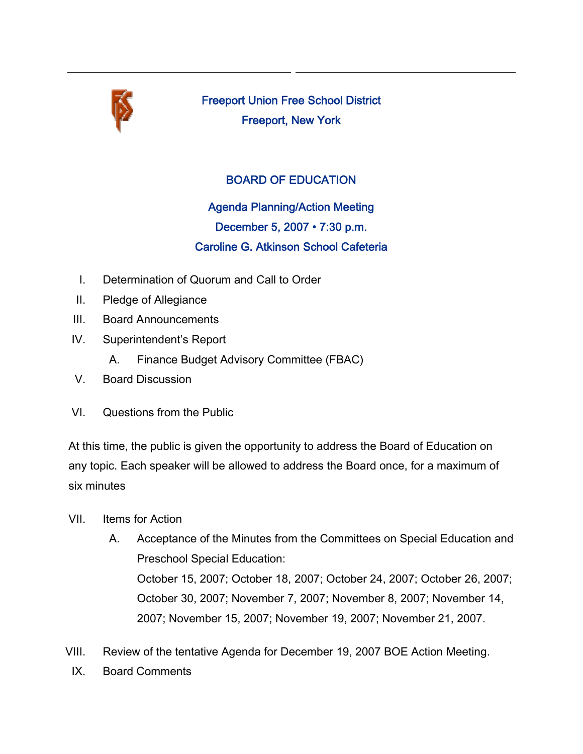# Freeport Union Free School District

## Freeport, New York

## BOARD OF EDUCATION

### Agenda Planning/Action Meeting

### December 5, 2007 • 7:30 p.m.

### Caroline G. Atkinson School Cafeteria

I. Determination of Quorum and Call to Order

II. Pledge of Allegiance

III. Board Announcements

IV. Superintendent's Report

   A. Finance Budget Advisory Committee (FBAC)

V. Board Discussion

VI. Questions from the Public

At this time, the public is given the opportunity to address the Board of Education on any topic. Each speaker will be allowed to address the Board once, for a maximum of six minutes

VII. Items for Action

   A. Acceptance of the Minutes from the Committees on Special Education and Preschool Special Education:
   October 15, 2007; October 18, 2007; October 24, 2007; October 26, 2007; October 30, 2007; November 7, 2007; November 8, 2007; November 14, 2007; November 15, 2007; November 19, 2007; November 21, 2007.

VIII. Review of the tentative Agenda for December 19, 2007 BOE Action Meeting.

IX. Board Comments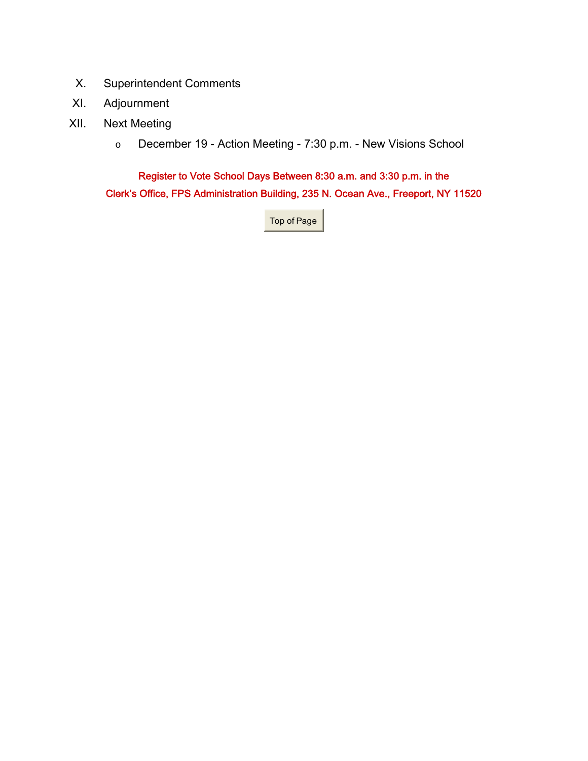X. Superintendent Comments

XI. Adjournment

XII. Next Meeting

- December 19 - Action Meeting - 7:30 p.m. - New Visions School

**Register to Vote School Days Between 8:30 a.m. and 3:30 p.m. in the Clerk's Office, FPS Administration Building, 235 N. Ocean Ave., Freeport, NY 11520**

Top of Page